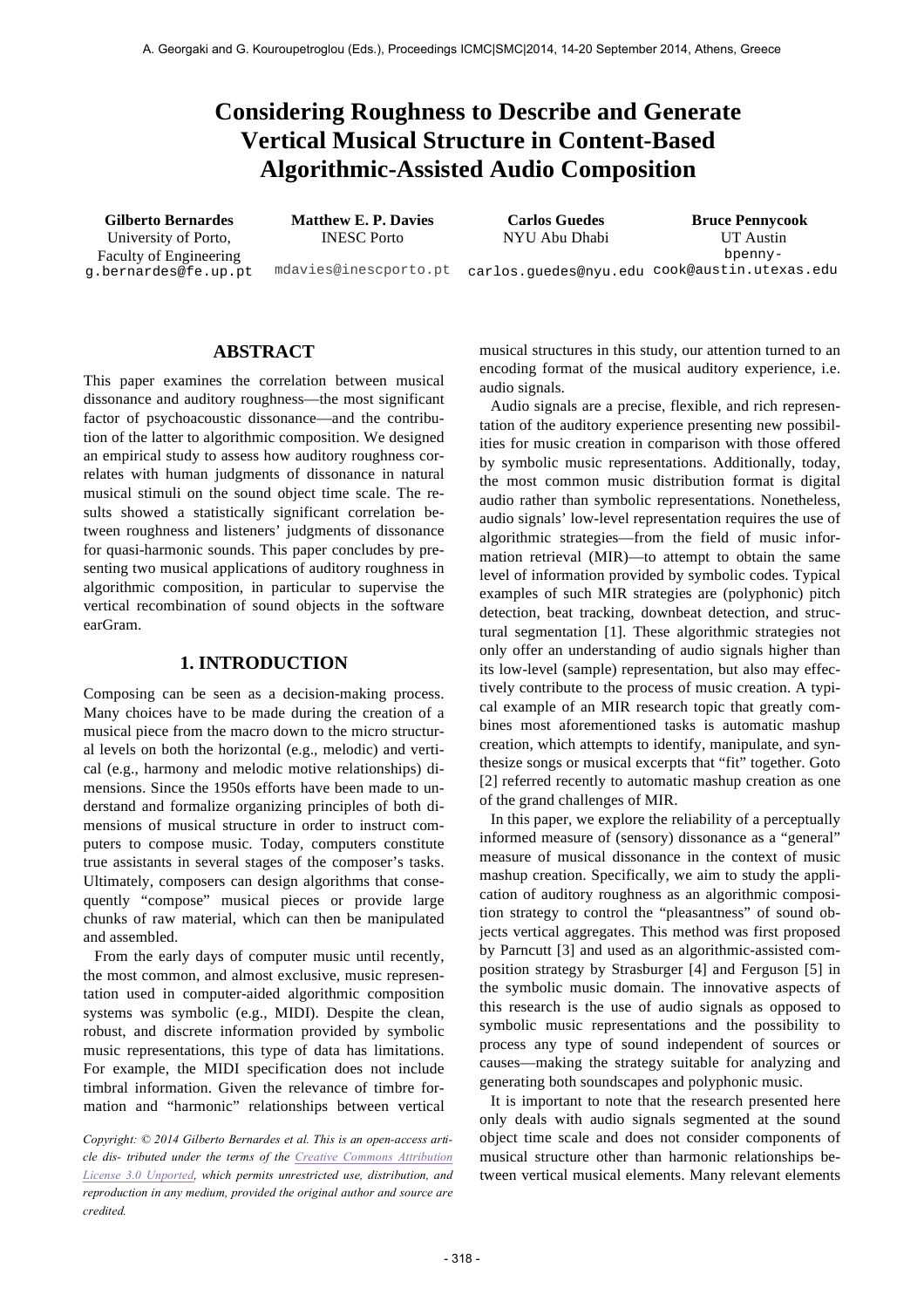# Considering Roughness to Describe and Generate Vertical Musical Structure in Content-Based Algorithmic-Assisted Audio Composition

**Gilberto Bernardes**
University of Porto, Faculty of Engineering
g.bernardes@fe.up.pt

**Matthew E. P. Davies**
INESC Porto
mdavies@inescporto.pt

**Carlos Guedes**
NYU Abu Dhabi
carlos.guedes@nyu.edu

**Bruce Pennycook**
UT Austin
bpennycook@austin.utexas.edu

## ABSTRACT

This paper examines the correlation between musical dissonance and auditory roughness—the most significant factor of psychoacoustic dissonance—and the contribution of the latter to algorithmic composition. We designed an empirical study to assess how auditory roughness correlates with human judgments of dissonance in natural musical stimuli on the sound object time scale. The results showed a statistically significant correlation between roughness and listeners' judgments of dissonance for quasi-harmonic sounds. This paper concludes by presenting two musical applications of auditory roughness in algorithmic composition, in particular to supervise the vertical recombination of sound objects in the software earGram.

## 1. INTRODUCTION

Composing can be seen as a decision-making process. Many choices have to be made during the creation of a musical piece from the macro down to the micro structural levels on both the horizontal (e.g., melodic) and vertical (e.g., harmony and melodic motive relationships) dimensions. Since the 1950s efforts have been made to understand and formalize organizing principles of both dimensions of musical structure in order to instruct computers to compose music. Today, computers constitute true assistants in several stages of the composer's tasks. Ultimately, composers can design algorithms that consequently "compose" musical pieces or provide large chunks of raw material, which can then be manipulated and assembled.

From the early days of computer music until recently, the most common, and almost exclusive, music representation used in computer-aided algorithmic composition systems was symbolic (e.g., MIDI). Despite the clean, robust, and discrete information provided by symbolic music representations, this type of data has limitations. For example, the MIDI specification does not include timbral information. Given the relevance of timbre formation and "harmonic" relationships between vertical musical structures in this study, our attention turned to an encoding format of the musical auditory experience, i.e. audio signals.

Audio signals are a precise, flexible, and rich representation of the auditory experience presenting new possibilities for music creation in comparison with those offered by symbolic music representations. Additionally, today, the most common music distribution format is digital audio rather than symbolic representations. Nonetheless, audio signals' low-level representation requires the use of algorithmic strategies—from the field of music information retrieval (MIR)—to attempt to obtain the same level of information provided by symbolic codes. Typical examples of such MIR strategies are (polyphonic) pitch detection, beat tracking, downbeat detection, and structural segmentation [1]. These algorithmic strategies not only offer an understanding of audio signals higher than its low-level (sample) representation, but also may effectively contribute to the process of music creation. A typical example of an MIR research topic that greatly combines most aforementioned tasks is automatic mashup creation, which attempts to identify, manipulate, and synthesize songs or musical excerpts that "fit" together. Goto [2] referred recently to automatic mashup creation as one of the grand challenges of MIR.

In this paper, we explore the reliability of a perceptually informed measure of (sensory) dissonance as a "general" measure of musical dissonance in the context of music mashup creation. Specifically, we aim to study the application of auditory roughness as an algorithmic composition strategy to control the "pleasantness" of sound objects vertical aggregates. This method was first proposed by Parncutt [3] and used as an algorithmic-assisted composition strategy by Strasburger [4] and Ferguson [5] in the symbolic music domain. The innovative aspects of this research is the use of audio signals as opposed to symbolic music representations and the possibility to process any type of sound independent of sources or causes—making the strategy suitable for analyzing and generating both soundscapes and polyphonic music.

It is important to note that the research presented here only deals with audio signals segmented at the sound object time scale and does not consider components of musical structure other than harmonic relationships between vertical musical elements. Many relevant elements

*Copyright: © 2014 Gilberto Bernardes et al. This is an open-access article distributed under the terms of the Creative Commons Attribution License 3.0 Unported, which permits unrestricted use, distribution, and reproduction in any medium, provided the original author and source are credited.*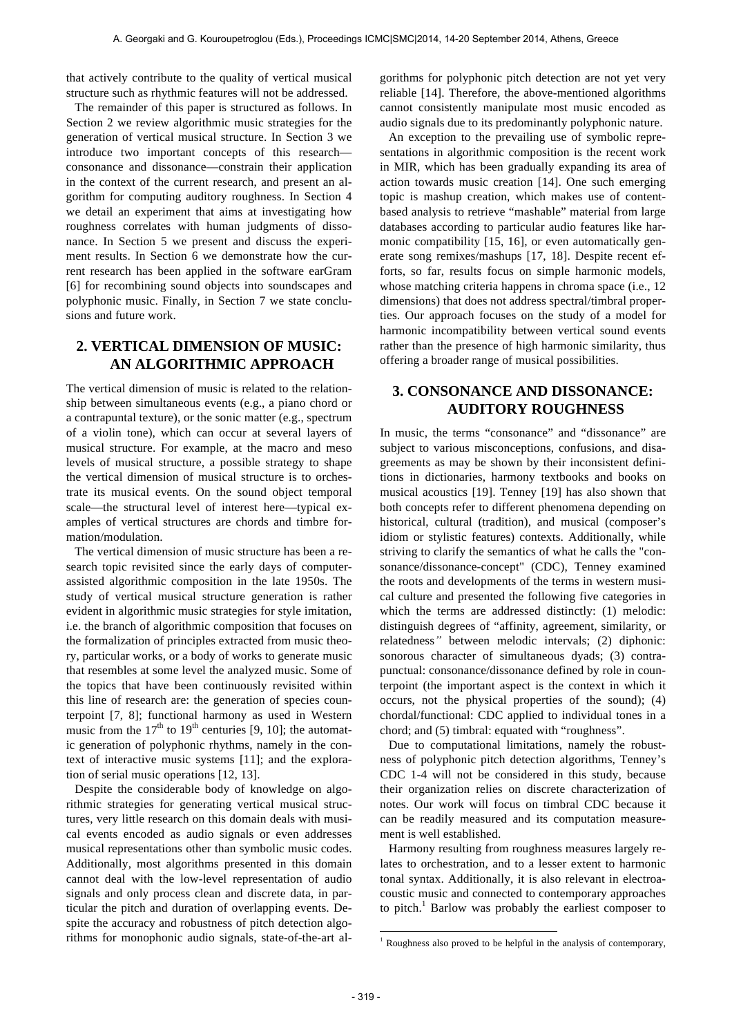that actively contribute to the quality of vertical musical structure such as rhythmic features will not be addressed.

The remainder of this paper is structured as follows. In Section 2 we review algorithmic music strategies for the generation of vertical musical structure. In Section 3 we introduce two important concepts of this research—consonance and dissonance—constrain their application in the context of the current research, and present an algorithm for computing auditory roughness. In Section 4 we detail an experiment that aims at investigating how roughness correlates with human judgments of dissonance. In Section 5 we present and discuss the experiment results. In Section 6 we demonstrate how the current research has been applied in the software earGram [6] for recombining sound objects into soundscapes and polyphonic music. Finally, in Section 7 we state conclusions and future work.

## 2. VERTICAL DIMENSION OF MUSIC: AN ALGORITHMIC APPROACH

The vertical dimension of music is related to the relationship between simultaneous events (e.g., a piano chord or a contrapuntal texture), or the sonic matter (e.g., spectrum of a violin tone), which can occur at several layers of musical structure. For example, at the macro and meso levels of musical structure, a possible strategy to shape the vertical dimension of musical structure is to orchestrate its musical events. On the sound object temporal scale—the structural level of interest here—typical examples of vertical structures are chords and timbre formation/modulation.

The vertical dimension of music structure has been a research topic revisited since the early days of computer-assisted algorithmic composition in the late 1950s. The study of vertical musical structure generation is rather evident in algorithmic music strategies for style imitation, i.e. the branch of algorithmic composition that focuses on the formalization of principles extracted from music theory, particular works, or a body of works to generate music that resembles at some level the analyzed music. Some of the topics that have been continuously revisited within this line of research are: the generation of species counterpoint [7, 8]; functional harmony as used in Western music from the 17th to 19th centuries [9, 10]; the automatic generation of polyphonic rhythms, namely in the context of interactive music systems [11]; and the exploration of serial music operations [12, 13].

Despite the considerable body of knowledge on algorithmic strategies for generating vertical musical structures, very little research on this domain deals with musical events encoded as audio signals or even addresses musical representations other than symbolic music codes. Additionally, most algorithms presented in this domain cannot deal with the low-level representation of audio signals and only process clean and discrete data, in particular the pitch and duration of overlapping events. Despite the accuracy and robustness of pitch detection algorithms for monophonic audio signals, state-of-the-art algorithms for polyphonic pitch detection are not yet very reliable [14]. Therefore, the above-mentioned algorithms cannot consistently manipulate most music encoded as audio signals due to its predominantly polyphonic nature.

An exception to the prevailing use of symbolic representations in algorithmic composition is the recent work in MIR, which has been gradually expanding its area of action towards music creation [14]. One such emerging topic is mashup creation, which makes use of content-based analysis to retrieve "mashable" material from large databases according to particular audio features like harmonic compatibility [15, 16], or even automatically generate song remixes/mashups [17, 18]. Despite recent efforts, so far, results focus on simple harmonic models, whose matching criteria happens in chroma space (i.e., 12 dimensions) that does not address spectral/timbral properties. Our approach focuses on the study of a model for harmonic incompatibility between vertical sound events rather than the presence of high harmonic similarity, thus offering a broader range of musical possibilities.

## 3. CONSONANCE AND DISSONANCE: AUDITORY ROUGHNESS

In music, the terms "consonance" and "dissonance" are subject to various misconceptions, confusions, and disagreements as may be shown by their inconsistent definitions in dictionaries, harmony textbooks and books on musical acoustics [19]. Tenney [19] has also shown that both concepts refer to different phenomena depending on historical, cultural (tradition), and musical (composer's idiom or stylistic features) contexts. Additionally, while striving to clarify the semantics of what he calls the "consonance/dissonance-concept" (CDC), Tenney examined the roots and developments of the terms in western musical culture and presented the following five categories in which the terms are addressed distinctly: (1) melodic: distinguish degrees of "affinity, agreement, similarity, or relatedness" between melodic intervals; (2) diphonic: sonorous character of simultaneous dyads; (3) contrapunctual: consonance/dissonance defined by role in counterpoint (the important aspect is the context in which it occurs, not the physical properties of the sound); (4) chordal/functional: CDC applied to individual tones in a chord; and (5) timbral: equated with "roughness".

Due to computational limitations, namely the robustness of polyphonic pitch detection algorithms, Tenney's CDC 1-4 will not be considered in this study, because their organization relies on discrete characterization of notes. Our work will focus on timbral CDC because it can be readily measured and its computation measurement is well established.

Harmony resulting from roughness measures largely relates to orchestration, and to a lesser extent to harmonic tonal syntax. Additionally, it is also relevant in electroacoustic music and connected to contemporary approaches to pitch.[1] Barlow was probably the earliest composer to

[1] Roughness also proved to be helpful in the analysis of contemporary,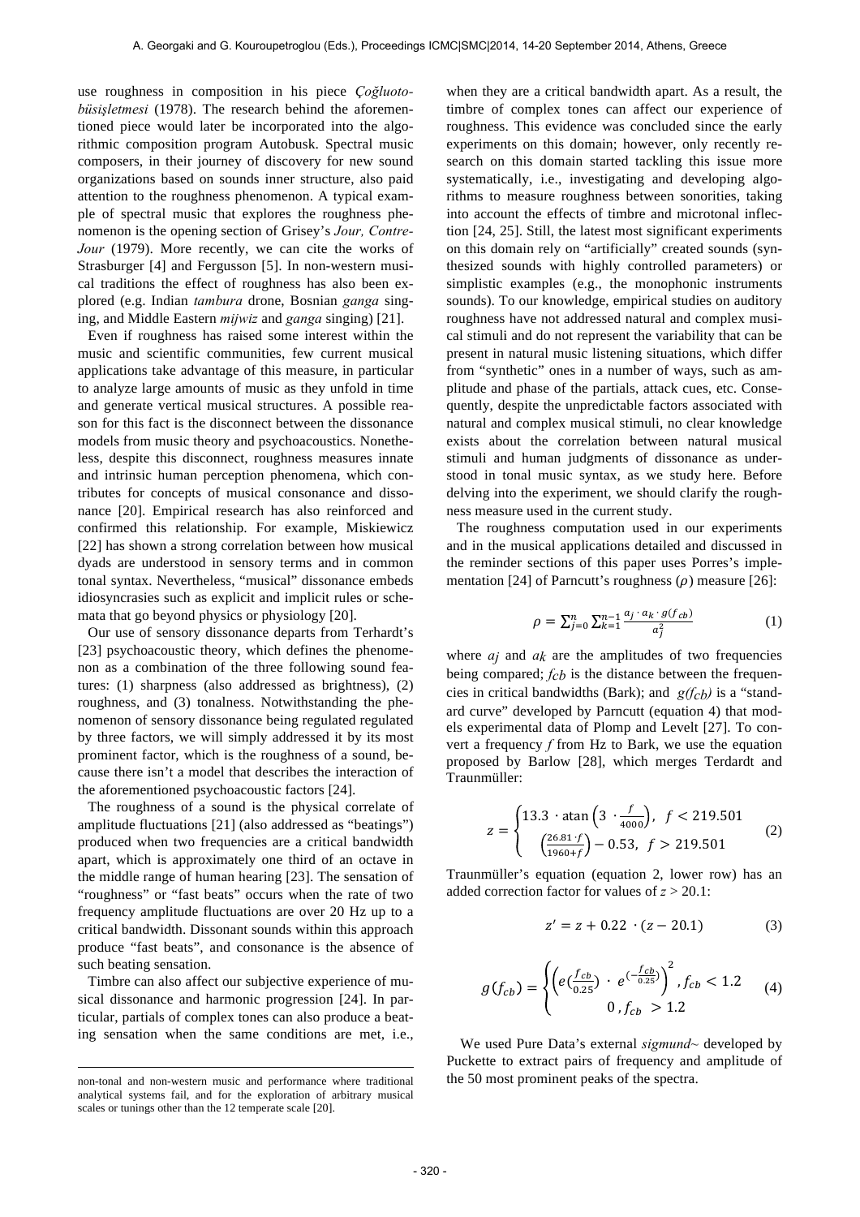use roughness in composition in his piece *Çoğluotobüsişletmesi* (1978). The research behind the aforementioned piece would later be incorporated into the algorithmic composition program Autobusk. Spectral music composers, in their journey of discovery for new sound organizations based on sounds inner structure, also paid attention to the roughness phenomenon. A typical example of spectral music that explores the roughness phenomenon is the opening section of Grisey's *Jour, Contre-Jour* (1979). More recently, we can cite the works of Strasburger [4] and Fergusson [5]. In non-western musical traditions the effect of roughness has also been explored (e.g. Indian *tambura* drone, Bosnian *ganga* singing, and Middle Eastern *mijwiz* and *ganga* singing) [21].

Even if roughness has raised some interest within the music and scientific communities, few current musical applications take advantage of this measure, in particular to analyze large amounts of music as they unfold in time and generate vertical musical structures. A possible reason for this fact is the disconnect between the dissonance models from music theory and psychoacoustics. Nonetheless, despite this disconnect, roughness measures innate and intrinsic human perception phenomena, which contributes for concepts of musical consonance and dissonance [20]. Empirical research has also reinforced and confirmed this relationship. For example, Miskiewicz [22] has shown a strong correlation between how musical dyads are understood in sensory terms and in common tonal syntax. Nevertheless, "musical" dissonance embeds idiosyncrasies such as explicit and implicit rules or schemata that go beyond physics or physiology [20].

Our use of sensory dissonance departs from Terhardt's [23] psychoacoustic theory, which defines the phenomenon as a combination of the three following sound features: (1) sharpness (also addressed as brightness), (2) roughness, and (3) tonalness. Notwithstanding the phenomenon of sensory dissonance being regulated regulated by three factors, we will simply addressed it by its most prominent factor, which is the roughness of a sound, because there isn't a model that describes the interaction of the aforementioned psychoacoustic factors [24].

The roughness of a sound is the physical correlate of amplitude fluctuations [21] (also addressed as "beatings") produced when two frequencies are a critical bandwidth apart, which is approximately one third of an octave in the middle range of human hearing [23]. The sensation of "roughness" or "fast beats" occurs when the rate of two frequency amplitude fluctuations are over 20 Hz up to a critical bandwidth. Dissonant sounds within this approach produce "fast beats", and consonance is the absence of such beating sensation.

Timbre can also affect our subjective experience of musical dissonance and harmonic progression [24]. In particular, partials of complex tones can also produce a beating sensation when the same conditions are met, i.e., when they are a critical bandwidth apart. As a result, the timbre of complex tones can affect our experience of roughness. This evidence was concluded since the early experiments on this domain; however, only recently research on this domain started tackling this issue more systematically, i.e., investigating and developing algorithms to measure roughness between sonorities, taking into account the effects of timbre and microtonal inflection [24, 25]. Still, the latest most significant experiments on this domain rely on "artificially" created sounds (synthesized sounds with highly controlled parameters) or simplistic examples (e.g., the monophonic instruments sounds). To our knowledge, empirical studies on auditory roughness have not addressed natural and complex musical stimuli and do not represent the variability that can be present in natural music listening situations, which differ from "synthetic" ones in a number of ways, such as amplitude and phase of the partials, attack cues, etc. Consequently, despite the unpredictable factors associated with natural and complex musical stimuli, no clear knowledge exists about the correlation between natural musical stimuli and human judgments of dissonance as understood in tonal music syntax, as we study here. Before delving into the experiment, we should clarify the roughness measure used in the current study.

The roughness computation used in our experiments and in the musical applications detailed and discussed in the reminder sections of this paper uses Porres's implementation [24] of Parncutt's roughness ($\rho$) measure [26]:

$$\rho = \sum_{j=0}^{n} \sum_{k=1}^{n-1} \frac{a_j \cdot a_k \cdot g(f_{cb})}{a_j^2} \qquad (1)$$

where $a_j$ and $a_k$ are the amplitudes of two frequencies being compared; $f_{cb}$ is the distance between the frequencies in critical bandwidths (Bark); and $g(f_{cb})$ is a "standard curve" developed by Parncutt (equation 4) that models experimental data of Plomp and Levelt [27]. To convert a frequency $f$ from Hz to Bark, we use the equation proposed by Barlow [28], which merges Terdardt and Traunmüller:

$$z = \begin{cases} 13.3 \cdot \operatorname{atan}\left(3 \cdot \frac{f}{4000}\right), & f < 219.501 \\ \left(\frac{26.81 \cdot f}{1960 + f}\right) - 0.53, & f > 219.501 \end{cases} \qquad (2)$$

Traunmüller's equation (equation 2, lower row) has an added correction factor for values of $z > 20.1$:

$$z' = z + 0.22 \cdot (z - 20.1) \qquad (3)$$

$$g(f_{cb}) = \begin{cases} \left(e\left(\frac{f_{cb}}{0.25}\right) \cdot e^{\left(-\frac{f_{cb}}{0.25}\right)}\right)^2, & f_{cb} < 1.2 \\ 0, & f_{cb} > 1.2 \end{cases} \qquad (4)$$

We used Pure Data's external *sigmund~* developed by Puckette to extract pairs of frequency and amplitude of the 50 most prominent peaks of the spectra.

non-tonal and non-western music and performance where traditional analytical systems fail, and for the exploration of arbitrary musical scales or tunings other than the 12 temperate scale [20].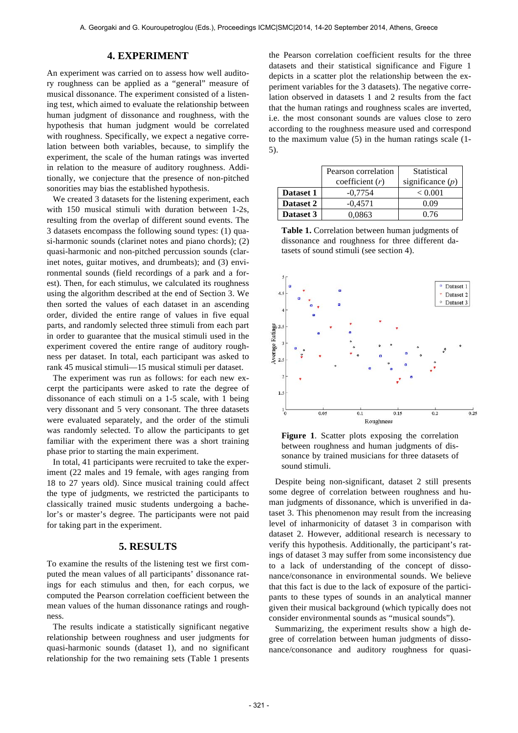## 4. EXPERIMENT

An experiment was carried on to assess how well auditory roughness can be applied as a "general" measure of musical dissonance. The experiment consisted of a listening test, which aimed to evaluate the relationship between human judgment of dissonance and roughness, with the hypothesis that human judgment would be correlated with roughness. Specifically, we expect a negative correlation between both variables, because, to simplify the experiment, the scale of the human ratings was inverted in relation to the measure of auditory roughness. Additionally, we conjecture that the presence of non-pitched sonorities may bias the established hypothesis.

We created 3 datasets for the listening experiment, each with 150 musical stimuli with duration between 1-2s, resulting from the overlap of different sound events. The 3 datasets encompass the following sound types: (1) quasi-harmonic sounds (clarinet notes and piano chords); (2) quasi-harmonic and non-pitched percussion sounds (clarinet notes, guitar motives, and drumbeats); and (3) environmental sounds (field recordings of a park and a forest). Then, for each stimulus, we calculated its roughness using the algorithm described at the end of Section 3. We then sorted the values of each dataset in an ascending order, divided the entire range of values in five equal parts, and randomly selected three stimuli from each part in order to guarantee that the musical stimuli used in the experiment covered the entire range of auditory roughness per dataset. In total, each participant was asked to rank 45 musical stimuli—15 musical stimuli per dataset.

The experiment was run as follows: for each new excerpt the participants were asked to rate the degree of dissonance of each stimuli on a 1-5 scale, with 1 being very dissonant and 5 very consonant. The three datasets were evaluated separately, and the order of the stimuli was randomly selected. To allow the participants to get familiar with the experiment there was a short training phase prior to starting the main experiment.

In total, 41 participants were recruited to take the experiment (22 males and 19 female, with ages ranging from 18 to 27 years old). Since musical training could affect the type of judgments, we restricted the participants to classically trained music students undergoing a bachelor's or master's degree. The participants were not paid for taking part in the experiment.

## 5. RESULTS

To examine the results of the listening test we first computed the mean values of all participants' dissonance ratings for each stimulus and then, for each corpus, we computed the Pearson correlation coefficient between the mean values of the human dissonance ratings and roughness.

The results indicate a statistically significant negative relationship between roughness and user judgments for quasi-harmonic sounds (dataset 1), and no significant relationship for the two remaining sets (Table 1 presents the Pearson correlation coefficient results for the three datasets and their statistical significance and Figure 1 depicts in a scatter plot the relationship between the experiment variables for the 3 datasets). The negative correlation observed in datasets 1 and 2 results from the fact that the human ratings and roughness scales are inverted, i.e. the most consonant sounds are values close to zero according to the roughness measure used and correspond to the maximum value (5) in the human ratings scale (1-5).

| | Pearson correlation coefficient ($r$) | Statistical significance ($p$) |
|---|---|---|
| **Dataset 1** | -0,7754 | < 0.001 |
| **Dataset 2** | -0,4571 | 0.09 |
| **Dataset 3** | 0,0863 | 0.76 |

**Table 1.** Correlation between human judgments of dissonance and roughness for three different datasets of sound stimuli (see section 4).

**Figure 1**. Scatter plots exposing the correlation between roughness and human judgments of dissonance by trained musicians for three datasets of sound stimuli.

Despite being non-significant, dataset 2 still presents some degree of correlation between roughness and human judgments of dissonance, which is unverified in dataset 3. This phenomenon may result from the increasing level of inharmonicity of dataset 3 in comparison with dataset 2. However, additional research is necessary to verify this hypothesis. Additionally, the participant's ratings of dataset 3 may suffer from some inconsistency due to a lack of understanding of the concept of dissonance/consonance in environmental sounds. We believe that this fact is due to the lack of exposure of the participants to these types of sounds in an analytical manner given their musical background (which typically does not consider environmental sounds as "musical sounds").

Summarizing, the experiment results show a high degree of correlation between human judgments of dissonance/consonance and auditory roughness for quasi-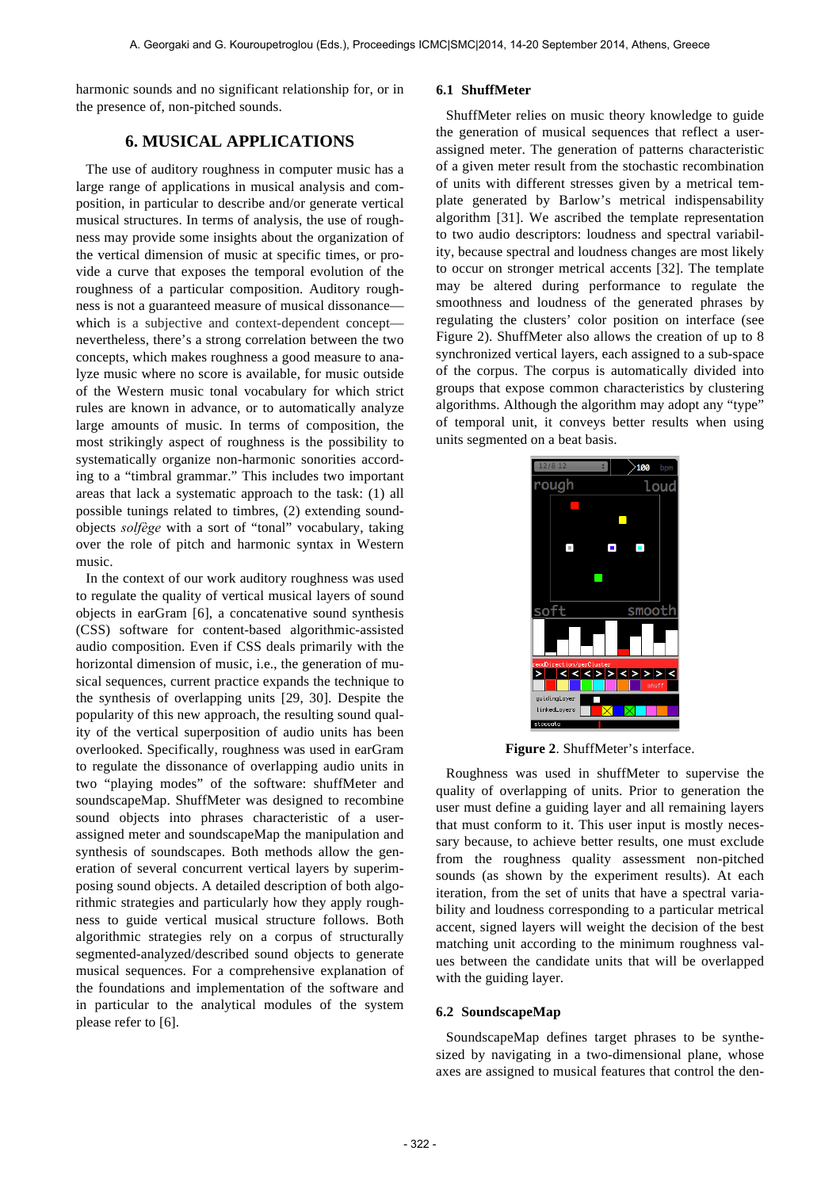harmonic sounds and no significant relationship for, or in the presence of, non-pitched sounds.

# 6. MUSICAL APPLICATIONS

The use of auditory roughness in computer music has a large range of applications in musical analysis and composition, in particular to describe and/or generate vertical musical structures. In terms of analysis, the use of roughness may provide some insights about the organization of the vertical dimension of music at specific times, or provide a curve that exposes the temporal evolution of the roughness of a particular composition. Auditory roughness is not a guaranteed measure of musical dissonance—which is a subjective and context-dependent concept—nevertheless, there's a strong correlation between the two concepts, which makes roughness a good measure to analyze music where no score is available, for music outside of the Western music tonal vocabulary for which strict rules are known in advance, or to automatically analyze large amounts of music. In terms of composition, the most strikingly aspect of roughness is the possibility to systematically organize non-harmonic sonorities according to a "timbral grammar." This includes two important areas that lack a systematic approach to the task: (1) all possible tunings related to timbres, (2) extending sound-objects *solfège* with a sort of "tonal" vocabulary, taking over the role of pitch and harmonic syntax in Western music.

In the context of our work auditory roughness was used to regulate the quality of vertical musical layers of sound objects in earGram [6], a concatenative sound synthesis (CSS) software for content-based algorithmic-assisted audio composition. Even if CSS deals primarily with the horizontal dimension of music, i.e., the generation of musical sequences, current practice expands the technique to the synthesis of overlapping units [29, 30]. Despite the popularity of this new approach, the resulting sound quality of the vertical superposition of audio units has been overlooked. Specifically, roughness was used in earGram to regulate the dissonance of overlapping audio units in two "playing modes" of the software: shuffMeter and soundscapeMap. ShuffMeter was designed to recombine sound objects into phrases characteristic of a user-assigned meter and soundscapeMap the manipulation and synthesis of soundscapes. Both methods allow the generation of several concurrent vertical layers by superimposing sound objects. A detailed description of both algorithmic strategies and particularly how they apply roughness to guide vertical musical structure follows. Both algorithmic strategies rely on a corpus of structurally segmented-analyzed/described sound objects to generate musical sequences. For a comprehensive explanation of the foundations and implementation of the software and in particular to the analytical modules of the system please refer to [6].

## 6.1 ShuffMeter

ShuffMeter relies on music theory knowledge to guide the generation of musical sequences that reflect a user-assigned meter. The generation of patterns characteristic of a given meter result from the stochastic recombination of units with different stresses given by a metrical template generated by Barlow's metrical indispensability algorithm [31]. We ascribed the template representation to two audio descriptors: loudness and spectral variability, because spectral and loudness changes are most likely to occur on stronger metrical accents [32]. The template may be altered during performance to regulate the smoothness and loudness of the generated phrases by regulating the clusters' color position on interface (see Figure 2). ShuffMeter also allows the creation of up to 8 synchronized vertical layers, each assigned to a sub-space of the corpus. The corpus is automatically divided into groups that expose common characteristics by clustering algorithms. Although the algorithm may adopt any "type" of temporal unit, it conveys better results when using units segmented on a beat basis.

**Figure 2**. ShuffMeter's interface.

Roughness was used in shuffMeter to supervise the quality of overlapping of units. Prior to generation the user must define a guiding layer and all remaining layers that must conform to it. This user input is mostly necessary because, to achieve better results, one must exclude from the roughness quality assessment non-pitched sounds (as shown by the experiment results). At each iteration, from the set of units that have a spectral variability and loudness corresponding to a particular metrical accent, signed layers will weight the decision of the best matching unit according to the minimum roughness values between the candidate units that will be overlapped with the guiding layer.

## 6.2 SoundscapeMap

SoundscapeMap defines target phrases to be synthesized by navigating in a two-dimensional plane, whose axes are assigned to musical features that control the den-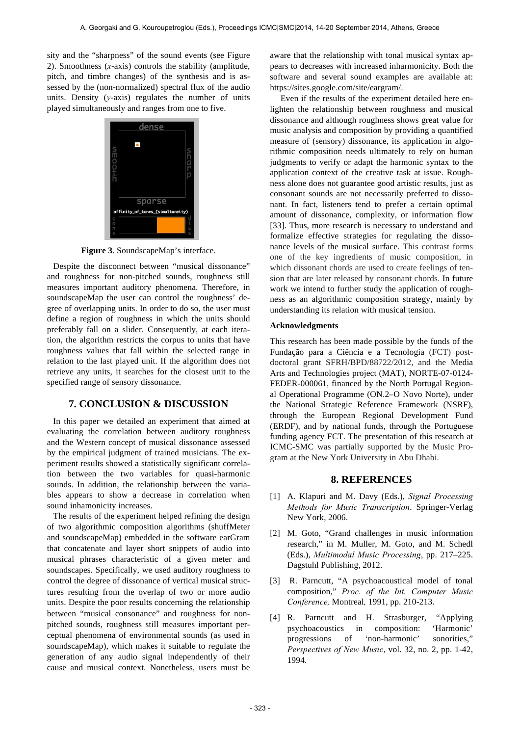sity and the "sharpness" of the sound events (see Figure 2). Smoothness ($x$-axis) controls the stability (amplitude, pitch, and timbre changes) of the synthesis and is assessed by the (non-normalized) spectral flux of the audio units. Density ($y$-axis) regulates the number of units played simultaneously and ranges from one to five.

**Figure 3**. SoundscapeMap's interface.

Despite the disconnect between "musical dissonance" and roughness for non-pitched sounds, roughness still measures important auditory phenomena. Therefore, in soundscapeMap the user can control the roughness' degree of overlapping units. In order to do so, the user must define a region of roughness in which the units should preferably fall on a slider. Consequently, at each iteration, the algorithm restricts the corpus to units that have roughness values that fall within the selected range in relation to the last played unit. If the algorithm does not retrieve any units, it searches for the closest unit to the specified range of sensory dissonance.

## 7. CONCLUSION & DISCUSSION

In this paper we detailed an experiment that aimed at evaluating the correlation between auditory roughness and the Western concept of musical dissonance assessed by the empirical judgment of trained musicians. The experiment results showed a statistically significant correlation between the two variables for quasi-harmonic sounds. In addition, the relationship between the variables appears to show a decrease in correlation when sound inhamonicity increases.

The results of the experiment helped refining the design of two algorithmic composition algorithms (shuffMeter and soundscapeMap) embedded in the software earGram that concatenate and layer short snippets of audio into musical phrases characteristic of a given meter and soundscapes. Specifically, we used auditory roughness to control the degree of dissonance of vertical musical structures resulting from the overlap of two or more audio units. Despite the poor results concerning the relationship between "musical consonance" and roughness for non-pitched sounds, roughness still measures important perceptual phenomena of environmental sounds (as used in soundscapeMap), which makes it suitable to regulate the generation of any audio signal independently of their cause and musical context. Nonetheless, users must be aware that the relationship with tonal musical syntax appears to decreases with increased inharmonicity. Both the software and several sound examples are available at: https://sites.google.com/site/eargram/.

Even if the results of the experiment detailed here enlighten the relationship between roughness and musical dissonance and although roughness shows great value for music analysis and composition by providing a quantified measure of (sensory) dissonance, its application in algorithmic composition needs ultimately to rely on human judgments to verify or adapt the harmonic syntax to the application context of the creative task at issue. Roughness alone does not guarantee good artistic results, just as consonant sounds are not necessarily preferred to dissonant. In fact, listeners tend to prefer a certain optimal amount of dissonance, complexity, or information flow [33]. Thus, more research is necessary to understand and formalize effective strategies for regulating the dissonance levels of the musical surface. This contrast forms one of the key ingredients of music composition, in which dissonant chords are used to create feelings of tension that are later released by consonant chords. In future work we intend to further study the application of roughness as an algorithmic composition strategy, mainly by understanding its relation with musical tension.

### Acknowledgments

This research has been made possible by the funds of the Fundação para a Ciência e a Tecnologia (FCT) post-doctoral grant SFRH/BPD/88722/2012, and the Media Arts and Technologies project (MAT), NORTE-07-0124-FEDER-000061, financed by the North Portugal Regional Operational Programme (ON.2–O Novo Norte), under the National Strategic Reference Framework (NSRF), through the European Regional Development Fund (ERDF), and by national funds, through the Portuguese funding agency FCT. The presentation of this research at ICMC-SMC was partially supported by the Music Program at the New York University in Abu Dhabi.

## 8. REFERENCES

[1] A. Klapuri and M. Davy (Eds.), *Signal Processing Methods for Music Transcription*. Springer-Verlag New York, 2006.

[2] M. Goto, "Grand challenges in music information research," in M. Muller, M. Goto, and M. Schedl (Eds.), *Multimodal Music Processing*, pp. 217–225. Dagstuhl Publishing, 2012.

[3] R. Parncutt, "A psychoacoustical model of tonal composition," *Proc. of the Int. Computer Music Conference,* Montreal*,* 1991, pp. 210-213.

[4] R. Parncutt and H. Strasburger, "Applying psychoacoustics in composition: 'Harmonic' progressions of 'non-harmonic' sonorities," *Perspectives of New Music*, vol. 32, no. 2, pp. 1-42, 1994.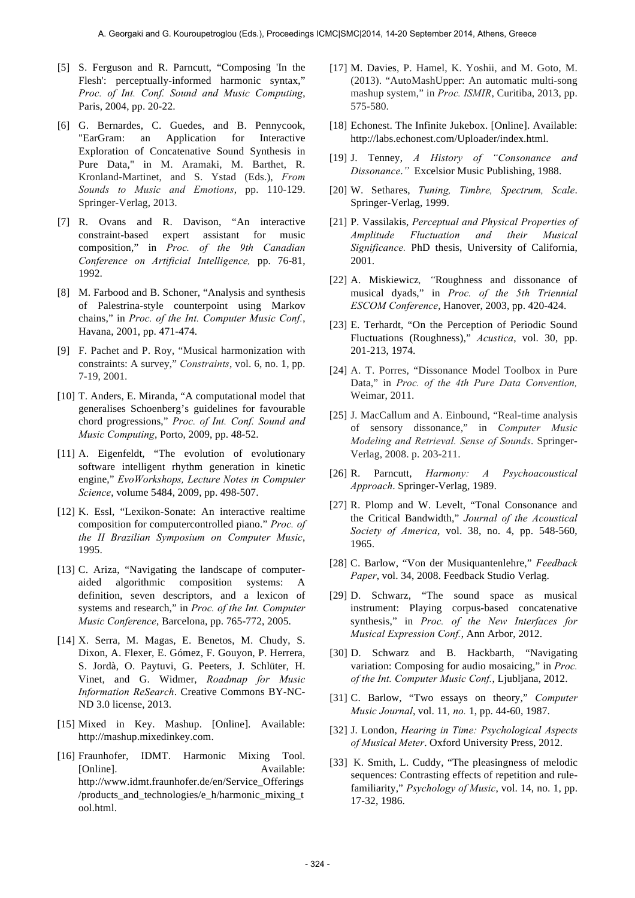[5] S. Ferguson and R. Parncutt, "Composing 'In the Flesh': perceptually-informed harmonic syntax," *Proc. of Int. Conf. Sound and Music Computing*, Paris, 2004, pp. 20-22.

[6] G. Bernardes, C. Guedes, and B. Pennycook, "EarGram: an Application for Interactive Exploration of Concatenative Sound Synthesis in Pure Data," in M. Aramaki, M. Barthet, R. Kronland-Martinet, and S. Ystad (Eds.), *From Sounds to Music and Emotions*, pp. 110-129. Springer-Verlag, 2013.

[7] R. Ovans and R. Davison, "An interactive constraint-based expert assistant for music composition," in *Proc. of the 9th Canadian Conference on Artificial Intelligence,* pp. 76-81, 1992.

[8] M. Farbood and B. Schoner, "Analysis and synthesis of Palestrina-style counterpoint using Markov chains," in *Proc. of the Int. Computer Music Conf.*, Havana, 2001, pp. 471-474.

[9] F. Pachet and P. Roy, "Musical harmonization with constraints: A survey," *Constraints*, vol. 6, no. 1, pp. 7-19, 2001.

[10] T. Anders, E. Miranda, "A computational model that generalises Schoenberg's guidelines for favourable chord progressions," *Proc. of Int. Conf. Sound and Music Computing*, Porto, 2009, pp. 48-52.

[11] A. Eigenfeldt, "The evolution of evolutionary software intelligent rhythm generation in kinetic engine," *EvoWorkshops, Lecture Notes in Computer Science*, volume 5484, 2009, pp. 498-507.

[12] K. Essl, "Lexikon-Sonate: An interactive realtime composition for computercontrolled piano." *Proc. of the II Brazilian Symposium on Computer Music*, 1995.

[13] C. Ariza, "Navigating the landscape of computer-aided algorithmic composition systems: A definition, seven descriptors, and a lexicon of systems and research," in *Proc. of the Int. Computer Music Conference*, Barcelona, pp. 765-772, 2005.

[14] X. Serra, M. Magas, E. Benetos, M. Chudy, S. Dixon, A. Flexer, E. Gómez, F. Gouyon, P. Herrera, S. Jordà, O. Paytuvi, G. Peeters, J. Schlüter, H. Vinet, and G. Widmer, *Roadmap for Music Information ReSearch*. Creative Commons BY-NC-ND 3.0 license, 2013.

[15] Mixed in Key. Mashup. [Online]. Available: http://mashup.mixedinkey.com.

[16] Fraunhofer, IDMT. Harmonic Mixing Tool. [Online]. Available: http://www.idmt.fraunhofer.de/en/Service_Offerings/products_and_technologies/e_h/harmonic_mixing_tool.html.

[17] M. Davies, P. Hamel, K. Yoshii, and M. Goto, M. (2013). "AutoMashUpper: An automatic multi-song mashup system," in *Proc. ISMIR*, Curitiba, 2013, pp. 575-580.

[18] Echonest. The Infinite Jukebox. [Online]. Available: http://labs.echonest.com/Uploader/index.html.

[19] J. Tenney, *A History of "Consonance and Dissonance."* Excelsior Music Publishing, 1988.

[20] W. Sethares, *Tuning, Timbre, Spectrum, Scale*. Springer-Verlag, 1999.

[21] P. Vassilakis, *Perceptual and Physical Properties of Amplitude Fluctuation and their Musical Significance.* PhD thesis, University of California, 2001.

[22] A. Miskiewicz, "Roughness and dissonance of musical dyads," in *Proc. of the 5th Triennial ESCOM Conference*, Hanover, 2003, pp. 420-424.

[23] E. Terhardt, "On the Perception of Periodic Sound Fluctuations (Roughness)," *Acustica*, vol. 30, pp. 201-213, 1974.

[24] A. T. Porres, "Dissonance Model Toolbox in Pure Data," in *Proc. of the 4th Pure Data Convention,* Weimar, 2011.

[25] J. MacCallum and A. Einbound, "Real-time analysis of sensory dissonance," in *Computer Music Modeling and Retrieval. Sense of Sounds*. Springer-Verlag, 2008. p. 203-211.

[26] R. Parncutt, *Harmony: A Psychoacoustical Approach*. Springer-Verlag, 1989.

[27] R. Plomp and W. Levelt, "Tonal Consonance and the Critical Bandwidth," *Journal of the Acoustical Society of America*, vol. 38, no. 4, pp. 548-560, 1965.

[28] C. Barlow, "Von der Musiquantenlehre," *Feedback Paper*, vol. 34, 2008. Feedback Studio Verlag.

[29] D. Schwarz, "The sound space as musical instrument: Playing corpus-based concatenative synthesis," in *Proc. of the New Interfaces for Musical Expression Conf.*, Ann Arbor, 2012.

[30] D. Schwarz and B. Hackbarth, "Navigating variation: Composing for audio mosaicing," in *Proc. of the Int. Computer Music Conf.*, Ljubljana, 2012.

[31] C. Barlow, "Two essays on theory," *Computer Music Journal*, vol. 11*, no.* 1, pp. 44-60, 1987.

[32] J. London, *Hearing in Time: Psychological Aspects of Musical Meter*. Oxford University Press, 2012.

[33] K. Smith, L. Cuddy, "The pleasingness of melodic sequences: Contrasting effects of repetition and rule-familiarity," *Psychology of Music*, vol. 14, no. 1, pp. 17-32, 1986.